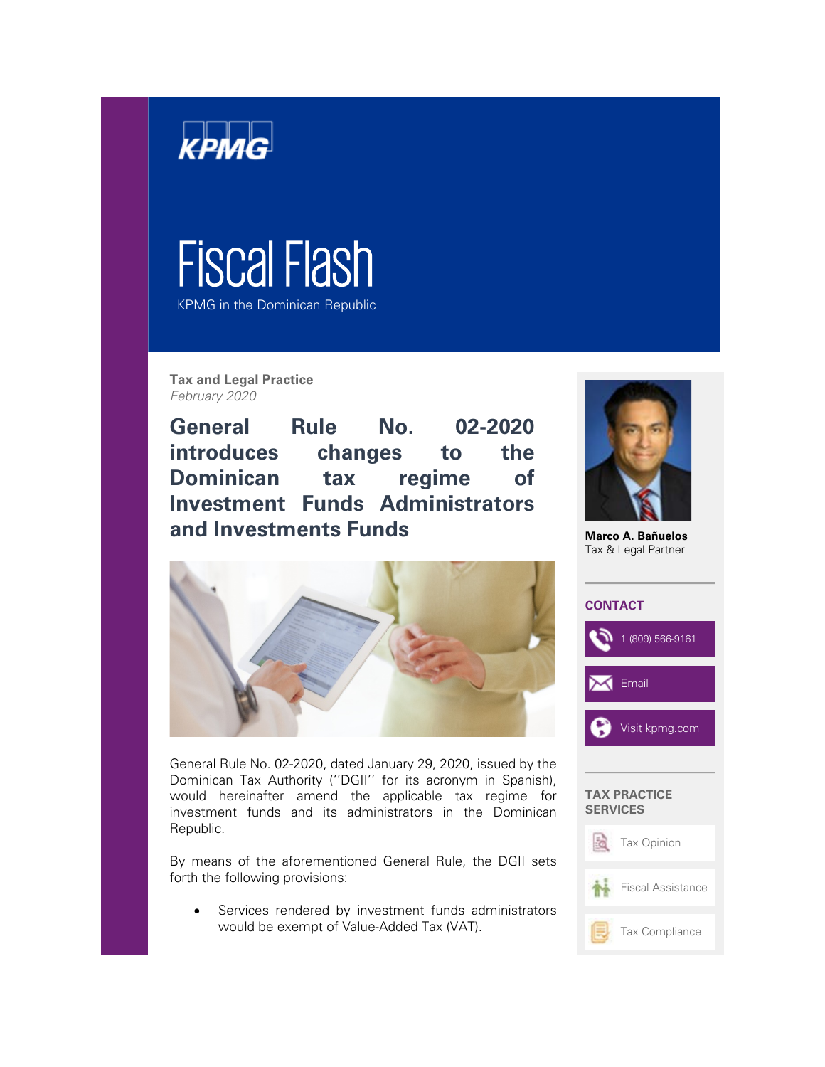KPMG

# Fiscal Flash

KPMG in the Dominican Republic

**Tax and Legal Practice**
*February 2020*

## General Rule No. 02-2020 introduces changes to the Dominican tax regime of Investment Funds Administrators and Investments Funds

General Rule No. 02-2020, dated January 29, 2020, issued by the Dominican Tax Authority (''DGII'' for its acronym in Spanish), would hereinafter amend the applicable tax regime for investment funds and its administrators in the Dominican Republic.

By means of the aforementioned General Rule, the DGII sets forth the following provisions:

- Services rendered by investment funds administrators would be exempt of Value-Added Tax (VAT).

**Marco A. Bañuelos**
Tax & Legal Partner

**CONTACT**

1 (809) 566-9161

Email

Visit kpmg.com

**TAX PRACTICE SERVICES**

Tax Opinion

Fiscal Assistance

Tax Compliance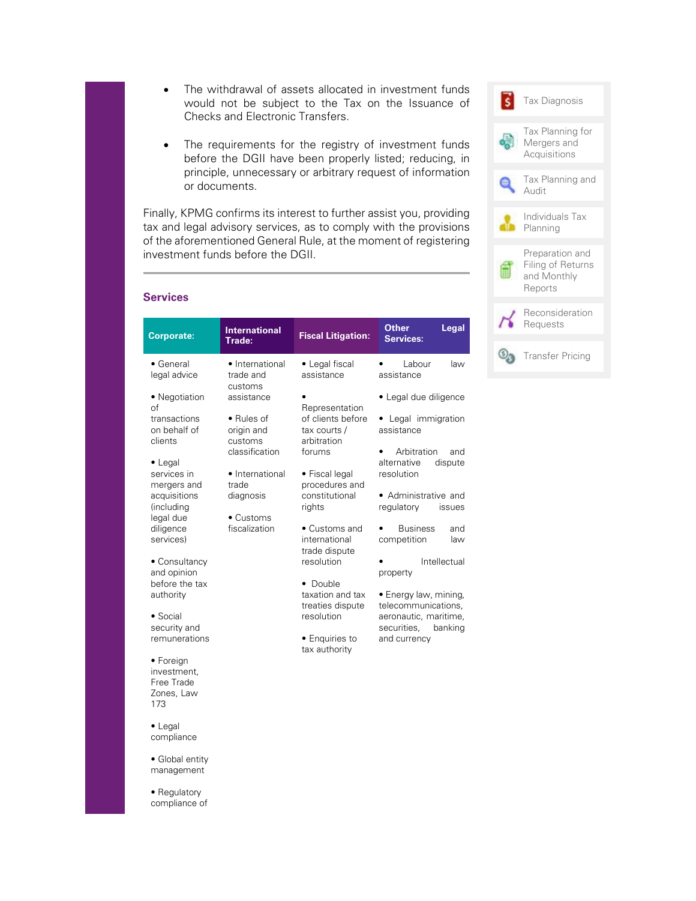- The withdrawal of assets allocated in investment funds would not be subject to the Tax on the Issuance of Checks and Electronic Transfers.

- The requirements for the registry of investment funds before the DGII have been properly listed; reducing, in principle, unnecessary or arbitrary request of information or documents.

Finally, KPMG confirms its interest to further assist you, providing tax and legal advisory services, as to comply with the provisions of the aforementioned General Rule, at the moment of registering investment funds before the DGII.

## Services

| Corporate: | International Trade: | Fiscal Litigation: | Other Legal Services: |
|---|---|---|---|
| • General legal advice<br><br>• Negotiation of transactions on behalf of clients<br><br>• Legal services in mergers and acquisitions (including legal due diligence services)<br><br>• Consultancy and opinion before the tax authority<br><br>• Social security and remunerations<br><br>• Foreign investment, Free Trade Zones, Law 173<br><br>• Legal compliance<br><br>• Global entity management<br><br>• Regulatory compliance of | • International trade and customs assistance<br><br>• Rules of origin and customs classification<br><br>• International trade diagnosis<br><br>• Customs fiscalization | • Legal fiscal assistance<br><br>• Representation of clients before tax courts / arbitration forums<br><br>• Fiscal legal procedures and constitutional rights<br><br>• Customs and international trade dispute resolution<br><br>• Double taxation and tax treaties dispute resolution<br><br>• Enquiries to tax authority | • Labour law assistance<br><br>• Legal due diligence<br><br>• Legal immigration assistance<br><br>• Arbitration and alternative dispute resolution<br><br>• Administrative and regulatory issues<br><br>• Business and competition law<br><br>• Intellectual property<br><br>• Energy law, mining, telecommunications, aeronautic, maritime, securities, banking and currency |

- Tax Diagnosis
- Tax Planning for Mergers and Acquisitions
- Tax Planning and Audit
- Individuals Tax Planning
- Preparation and Filing of Returns and Monthly Reports
- Reconsideration Requests
- Transfer Pricing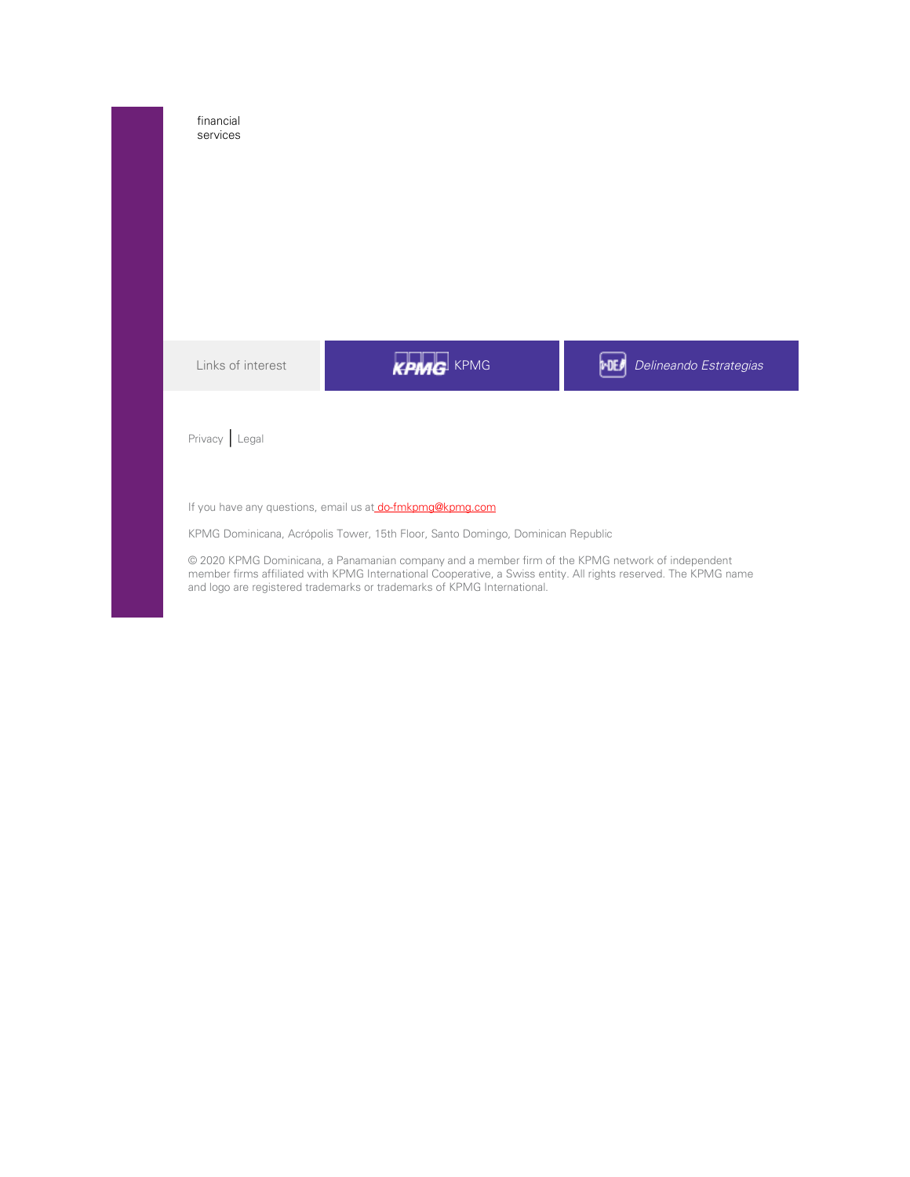financial
services

Links of interest | KPMG | *Delineando Estrategias*

Privacy | Legal

If you have any questions, email us at do-fmkpmg@kpmg.com

KPMG Dominicana, Acrópolis Tower, 15th Floor, Santo Domingo, Dominican Republic

© 2020 KPMG Dominicana, a Panamanian company and a member firm of the KPMG network of independent member firms affiliated with KPMG International Cooperative, a Swiss entity. All rights reserved. The KPMG name and logo are registered trademarks or trademarks of KPMG International.